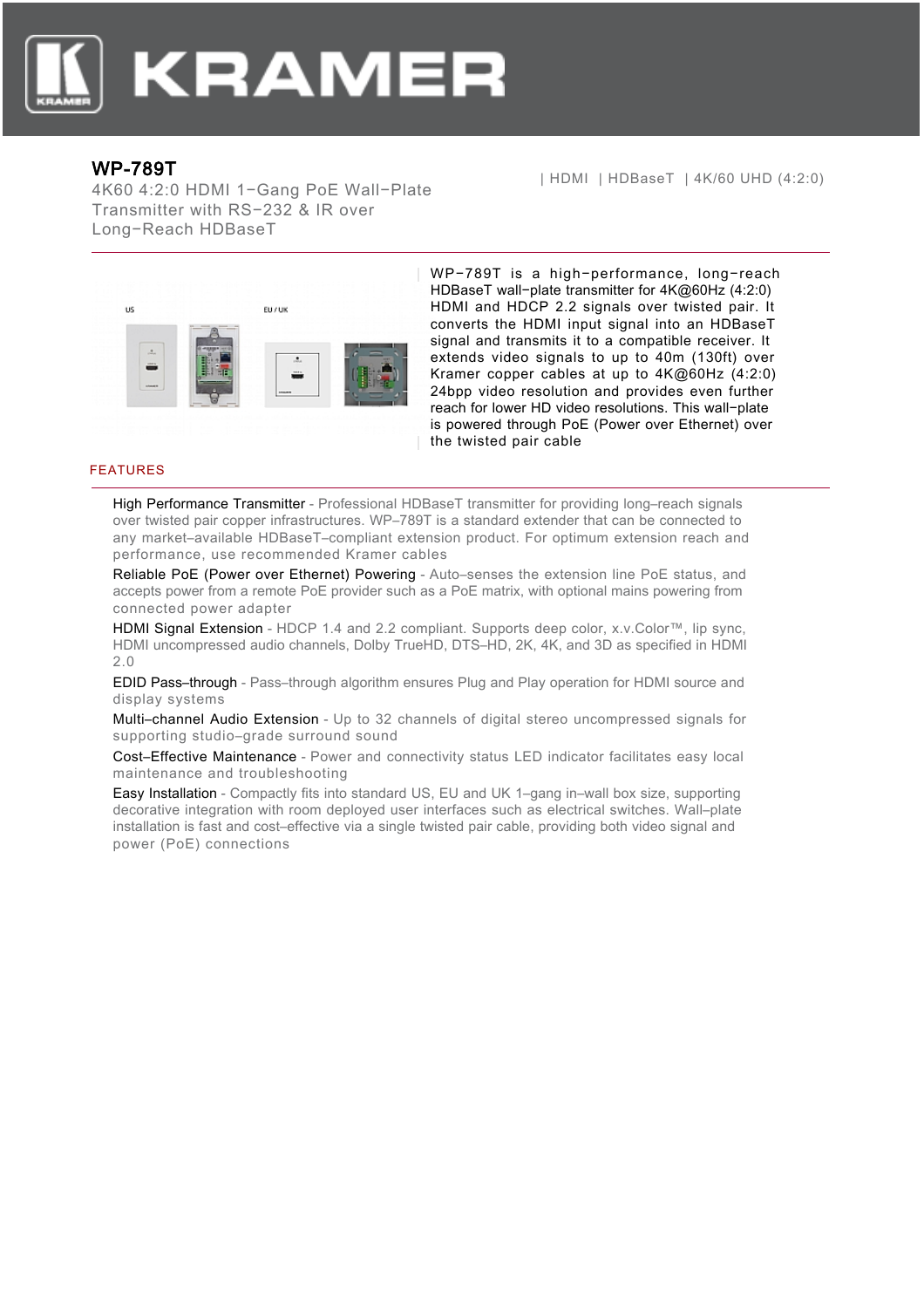# WP-789T

4K60 4:2:0 HDMI 1-Gang PoE Wall-Plate Transmitter with RS-232 & IR over Long-Reach HDBaseT

| HDMI | HDBaseT | 4K/60 UHD (4:2:0)

WP-789T is a high-performance, long-reach HDBaseT wall-plate transmitter for 4K@60Hz (4:2:0) HDMI and HDCP 2.2 signals over twisted pair. It converts the HDMI input signal into an HDBaseT signal and transmits it to a compatible receiver. It extends video signals to up to 40m (130ft) over Kramer copper cables at up to 4K@60Hz (4:2:0) 24bpp video resolution and provides even further reach for lower HD video resolutions. This wall-plate is powered through PoE (Power over Ethernet) over the twisted pair cable

## FEATURES

High Performance Transmitter - Professional HDBaseT transmitter for providing long-reach signals over twisted pair copper infrastructures. WP-789T is a standard extender that can be connected to any market-available HDBaseT-compliant extension product. For optimum extension reach and performance, use recommended Kramer cables

Reliable PoE (Power over Ethernet) Powering - Auto-senses the extension line PoE status, and accepts power from a remote PoE provider such as a PoE matrix, with optional mains powering from connected power adapter

HDMI Signal Extension - HDCP 1.4 and 2.2 compliant. Supports deep color, x.v.Color™, lip sync, HDMI uncompressed audio channels, Dolby TrueHD, DTS-HD, 2K, 4K, and 3D as specified in HDMI 2.0

EDID Pass-through - Pass-through algorithm ensures Plug and Play operation for HDMI source and display systems

Multi-channel Audio Extension - Up to 32 channels of digital stereo uncompressed signals for supporting studio-grade surround sound

Cost-Effective Maintenance - Power and connectivity status LED indicator facilitates easy local maintenance and troubleshooting

Easy Installation - Compactly fits into standard US, EU and UK 1-gang in-wall box size, supporting decorative integration with room deployed user interfaces such as electrical switches. Wall-plate installation is fast and cost-effective via a single twisted pair cable, providing both video signal and power (PoE) connections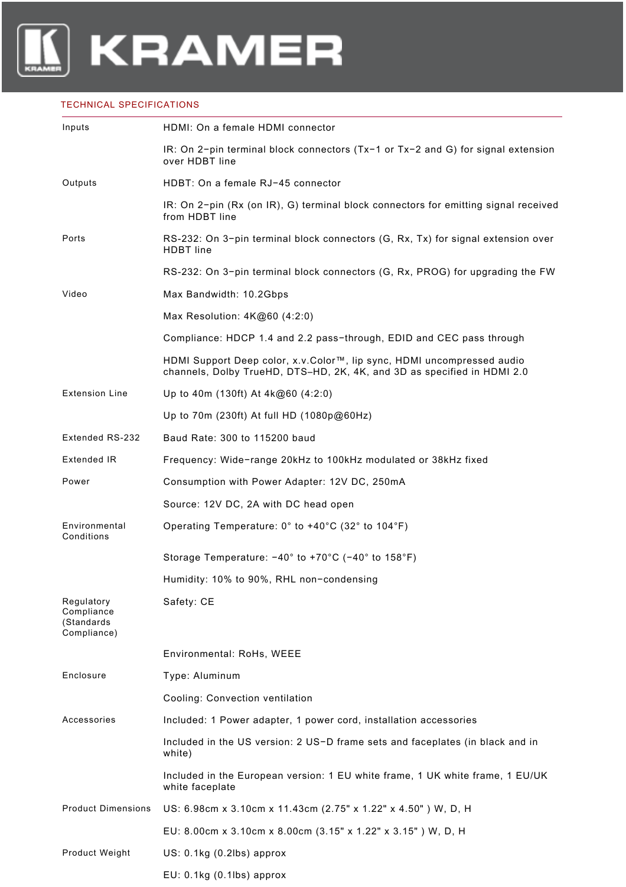## TECHNICAL SPECIFICATIONS

| | |
|---|---|
| Inputs | HDMI: On a female HDMI connector |
| | IR: On 2−pin terminal block connectors (Tx−1 or Tx−2 and G) for signal extension over HDBT line |
| Outputs | HDBT: On a female RJ−45 connector |
| | IR: On 2−pin (Rx (on IR), G) terminal block connectors for emitting signal received from HDBT line |
| Ports | RS-232: On 3−pin terminal block connectors (G, Rx, Tx) for signal extension over HDBT line |
| | RS-232: On 3−pin terminal block connectors (G, Rx, PROG) for upgrading the FW |
| Video | Max Bandwidth: 10.2Gbps |
| | Max Resolution: 4K@60 (4:2:0) |
| | Compliance: HDCP 1.4 and 2.2 pass−through, EDID and CEC pass through |
| | HDMI Support Deep color, x.v.Color™, lip sync, HDMI uncompressed audio channels, Dolby TrueHD, DTS–HD, 2K, 4K, and 3D as specified in HDMI 2.0 |
| Extension Line | Up to 40m (130ft) At 4k@60 (4:2:0) |
| | Up to 70m (230ft) At full HD (1080p@60Hz) |
| Extended RS-232 | Baud Rate: 300 to 115200 baud |
| Extended IR | Frequency: Wide−range 20kHz to 100kHz modulated or 38kHz fixed |
| Power | Consumption with Power Adapter: 12V DC, 250mA |
| | Source: 12V DC, 2A with DC head open |
| Environmental Conditions | Operating Temperature: 0° to +40°C (32° to 104°F) |
| | Storage Temperature: −40° to +70°C (−40° to 158°F) |
| | Humidity: 10% to 90%, RHL non−condensing |
| Regulatory Compliance (Standards Compliance) | Safety: CE |
| | Environmental: RoHs, WEEE |
| Enclosure | Type: Aluminum |
| | Cooling: Convection ventilation |
| Accessories | Included: 1 Power adapter, 1 power cord, installation accessories |
| | Included in the US version: 2 US−D frame sets and faceplates (in black and in white) |
| | Included in the European version: 1 EU white frame, 1 UK white frame, 1 EU/UK white faceplate |
| Product Dimensions | US: 6.98cm x 3.10cm x 11.43cm (2.75" x 1.22" x 4.50" ) W, D, H |
| | EU: 8.00cm x 3.10cm x 8.00cm (3.15" x 1.22" x 3.15" ) W, D, H |
| Product Weight | US: 0.1kg (0.2lbs) approx |
| | EU: 0.1kg (0.1lbs) approx |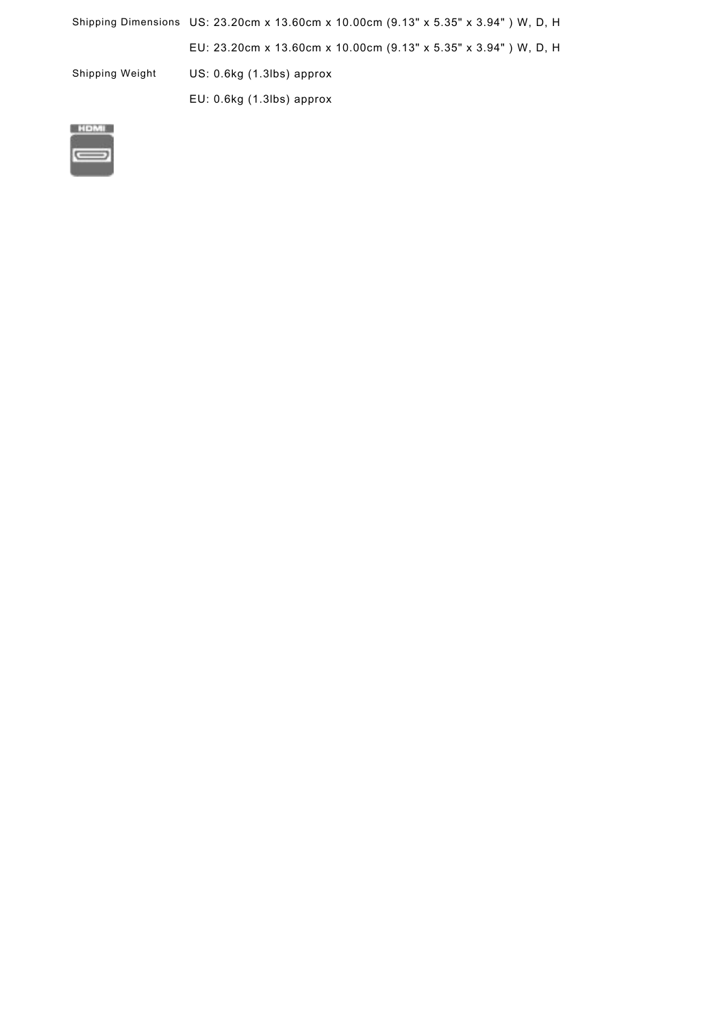| | |
|---|---|
| Shipping Dimensions | US: 23.20cm x 13.60cm x 10.00cm (9.13" x 5.35" x 3.94" ) W, D, H |
| | EU: 23.20cm x 13.60cm x 10.00cm (9.13" x 5.35" x 3.94" ) W, D, H |
| Shipping Weight | US: 0.6kg (1.3lbs) approx |
| | EU: 0.6kg (1.3lbs) approx |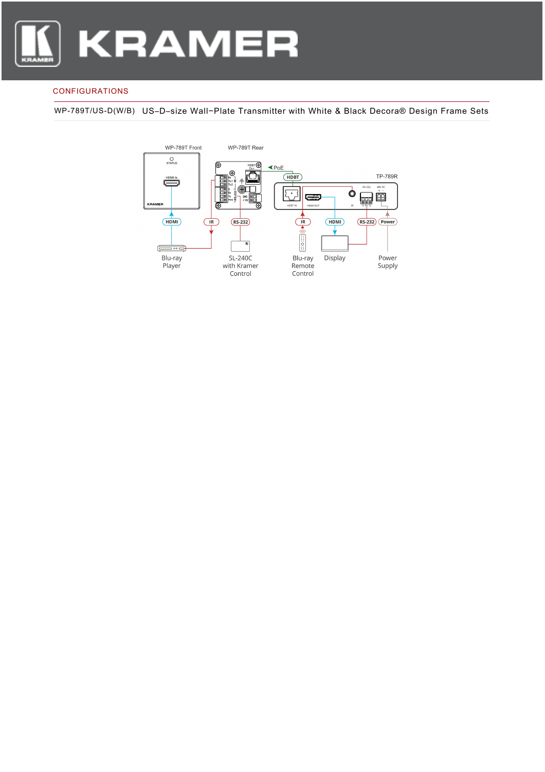## CONFIGURATIONS

WP-789T/US-D(W/B) US–D–size Wall−Plate Transmitter with White & Black Decora® Design Frame Sets

WP-789T Front

WP-789T Rear

PoE

HDBT

TP-789R

HDMI

IR

RS-232

IR

HDMI

RS-232

Power

Blu-ray Player

SL-240C with Kramer Control

Blu-ray Remote Control

Display

Power Supply